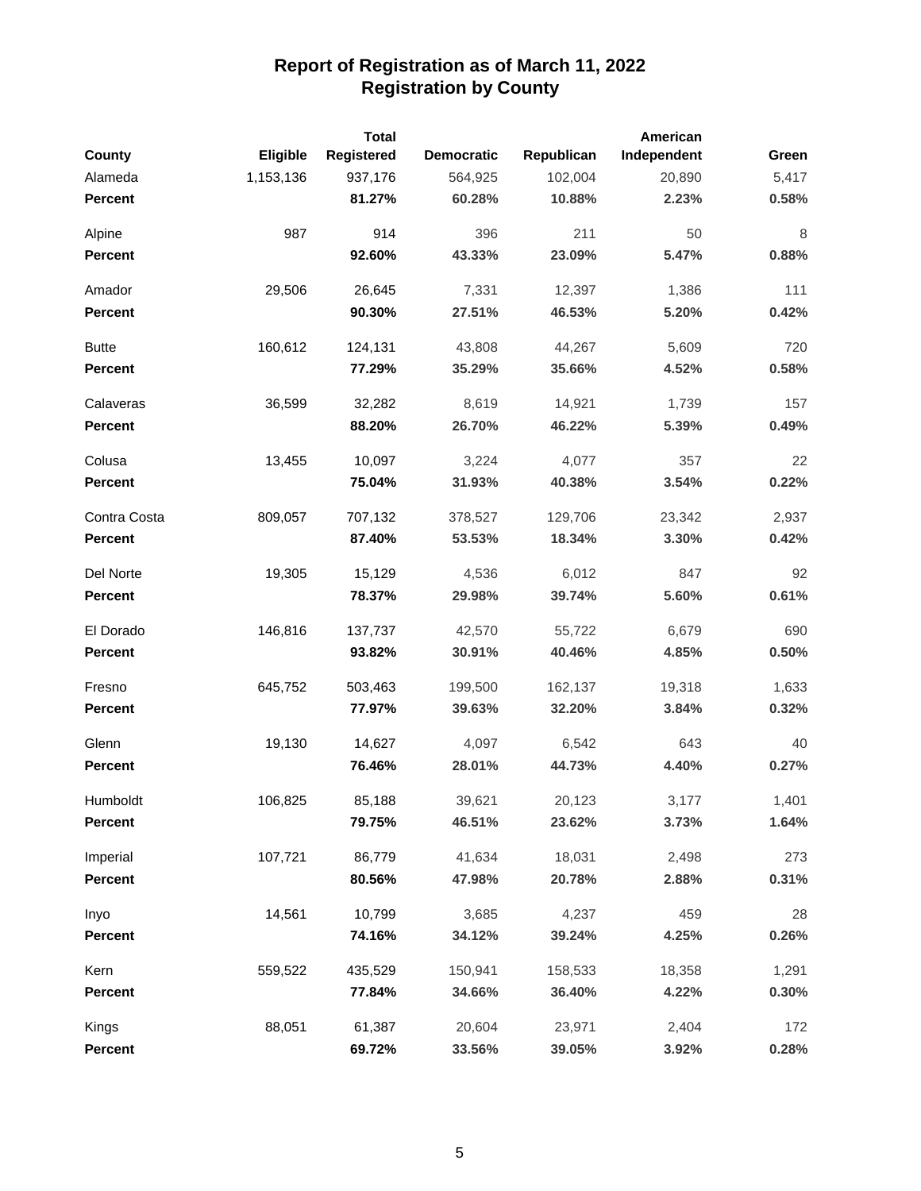# Report of Registration as of March 11, 2022
## Registration by County

| County | Eligible | Total Registered | Democratic | Republican | American Independent | Green |
|---|---|---|---|---|---|---|
| Alameda | 1,153,136 | 937,176 | 564,925 | 102,004 | 20,890 | 5,417 |
| **Percent** | | **81.27%** | **60.28%** | **10.88%** | **2.23%** | **0.58%** |
| Alpine | 987 | 914 | 396 | 211 | 50 | 8 |
| **Percent** | | **92.60%** | **43.33%** | **23.09%** | **5.47%** | **0.88%** |
| Amador | 29,506 | 26,645 | 7,331 | 12,397 | 1,386 | 111 |
| **Percent** | | **90.30%** | **27.51%** | **46.53%** | **5.20%** | **0.42%** |
| Butte | 160,612 | 124,131 | 43,808 | 44,267 | 5,609 | 720 |
| **Percent** | | **77.29%** | **35.29%** | **35.66%** | **4.52%** | **0.58%** |
| Calaveras | 36,599 | 32,282 | 8,619 | 14,921 | 1,739 | 157 |
| **Percent** | | **88.20%** | **26.70%** | **46.22%** | **5.39%** | **0.49%** |
| Colusa | 13,455 | 10,097 | 3,224 | 4,077 | 357 | 22 |
| **Percent** | | **75.04%** | **31.93%** | **40.38%** | **3.54%** | **0.22%** |
| Contra Costa | 809,057 | 707,132 | 378,527 | 129,706 | 23,342 | 2,937 |
| **Percent** | | **87.40%** | **53.53%** | **18.34%** | **3.30%** | **0.42%** |
| Del Norte | 19,305 | 15,129 | 4,536 | 6,012 | 847 | 92 |
| **Percent** | | **78.37%** | **29.98%** | **39.74%** | **5.60%** | **0.61%** |
| El Dorado | 146,816 | 137,737 | 42,570 | 55,722 | 6,679 | 690 |
| **Percent** | | **93.82%** | **30.91%** | **40.46%** | **4.85%** | **0.50%** |
| Fresno | 645,752 | 503,463 | 199,500 | 162,137 | 19,318 | 1,633 |
| **Percent** | | **77.97%** | **39.63%** | **32.20%** | **3.84%** | **0.32%** |
| Glenn | 19,130 | 14,627 | 4,097 | 6,542 | 643 | 40 |
| **Percent** | | **76.46%** | **28.01%** | **44.73%** | **4.40%** | **0.27%** |
| Humboldt | 106,825 | 85,188 | 39,621 | 20,123 | 3,177 | 1,401 |
| **Percent** | | **79.75%** | **46.51%** | **23.62%** | **3.73%** | **1.64%** |
| Imperial | 107,721 | 86,779 | 41,634 | 18,031 | 2,498 | 273 |
| **Percent** | | **80.56%** | **47.98%** | **20.78%** | **2.88%** | **0.31%** |
| Inyo | 14,561 | 10,799 | 3,685 | 4,237 | 459 | 28 |
| **Percent** | | **74.16%** | **34.12%** | **39.24%** | **4.25%** | **0.26%** |
| Kern | 559,522 | 435,529 | 150,941 | 158,533 | 18,358 | 1,291 |
| **Percent** | | **77.84%** | **34.66%** | **36.40%** | **4.22%** | **0.30%** |
| Kings | 88,051 | 61,387 | 20,604 | 23,971 | 2,404 | 172 |
| **Percent** | | **69.72%** | **33.56%** | **39.05%** | **3.92%** | **0.28%** |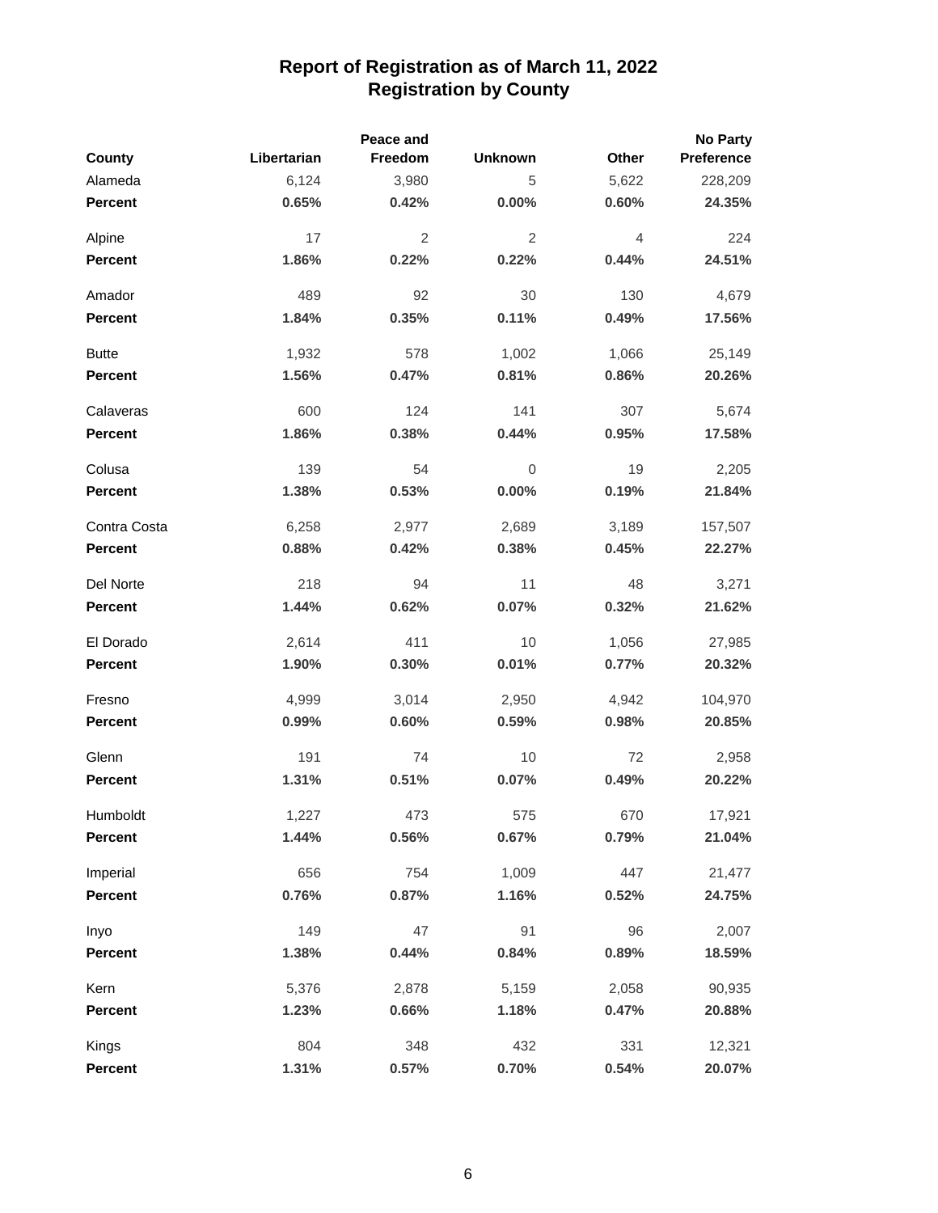# Report of Registration as of March 11, 2022
## Registration by County

| County | Libertarian | Peace and Freedom | Unknown | Other | No Party Preference |
|---|---|---|---|---|---|
| Alameda | 6,124 | 3,980 | 5 | 5,622 | 228,209 |
| **Percent** | **0.65%** | **0.42%** | **0.00%** | **0.60%** | **24.35%** |
| Alpine | 17 | 2 | 2 | 4 | 224 |
| **Percent** | **1.86%** | **0.22%** | **0.22%** | **0.44%** | **24.51%** |
| Amador | 489 | 92 | 30 | 130 | 4,679 |
| **Percent** | **1.84%** | **0.35%** | **0.11%** | **0.49%** | **17.56%** |
| Butte | 1,932 | 578 | 1,002 | 1,066 | 25,149 |
| **Percent** | **1.56%** | **0.47%** | **0.81%** | **0.86%** | **20.26%** |
| Calaveras | 600 | 124 | 141 | 307 | 5,674 |
| **Percent** | **1.86%** | **0.38%** | **0.44%** | **0.95%** | **17.58%** |
| Colusa | 139 | 54 | 0 | 19 | 2,205 |
| **Percent** | **1.38%** | **0.53%** | **0.00%** | **0.19%** | **21.84%** |
| Contra Costa | 6,258 | 2,977 | 2,689 | 3,189 | 157,507 |
| **Percent** | **0.88%** | **0.42%** | **0.38%** | **0.45%** | **22.27%** |
| Del Norte | 218 | 94 | 11 | 48 | 3,271 |
| **Percent** | **1.44%** | **0.62%** | **0.07%** | **0.32%** | **21.62%** |
| El Dorado | 2,614 | 411 | 10 | 1,056 | 27,985 |
| **Percent** | **1.90%** | **0.30%** | **0.01%** | **0.77%** | **20.32%** |
| Fresno | 4,999 | 3,014 | 2,950 | 4,942 | 104,970 |
| **Percent** | **0.99%** | **0.60%** | **0.59%** | **0.98%** | **20.85%** |
| Glenn | 191 | 74 | 10 | 72 | 2,958 |
| **Percent** | **1.31%** | **0.51%** | **0.07%** | **0.49%** | **20.22%** |
| Humboldt | 1,227 | 473 | 575 | 670 | 17,921 |
| **Percent** | **1.44%** | **0.56%** | **0.67%** | **0.79%** | **21.04%** |
| Imperial | 656 | 754 | 1,009 | 447 | 21,477 |
| **Percent** | **0.76%** | **0.87%** | **1.16%** | **0.52%** | **24.75%** |
| Inyo | 149 | 47 | 91 | 96 | 2,007 |
| **Percent** | **1.38%** | **0.44%** | **0.84%** | **0.89%** | **18.59%** |
| Kern | 5,376 | 2,878 | 5,159 | 2,058 | 90,935 |
| **Percent** | **1.23%** | **0.66%** | **1.18%** | **0.47%** | **20.88%** |
| Kings | 804 | 348 | 432 | 331 | 12,321 |
| **Percent** | **1.31%** | **0.57%** | **0.70%** | **0.54%** | **20.07%** |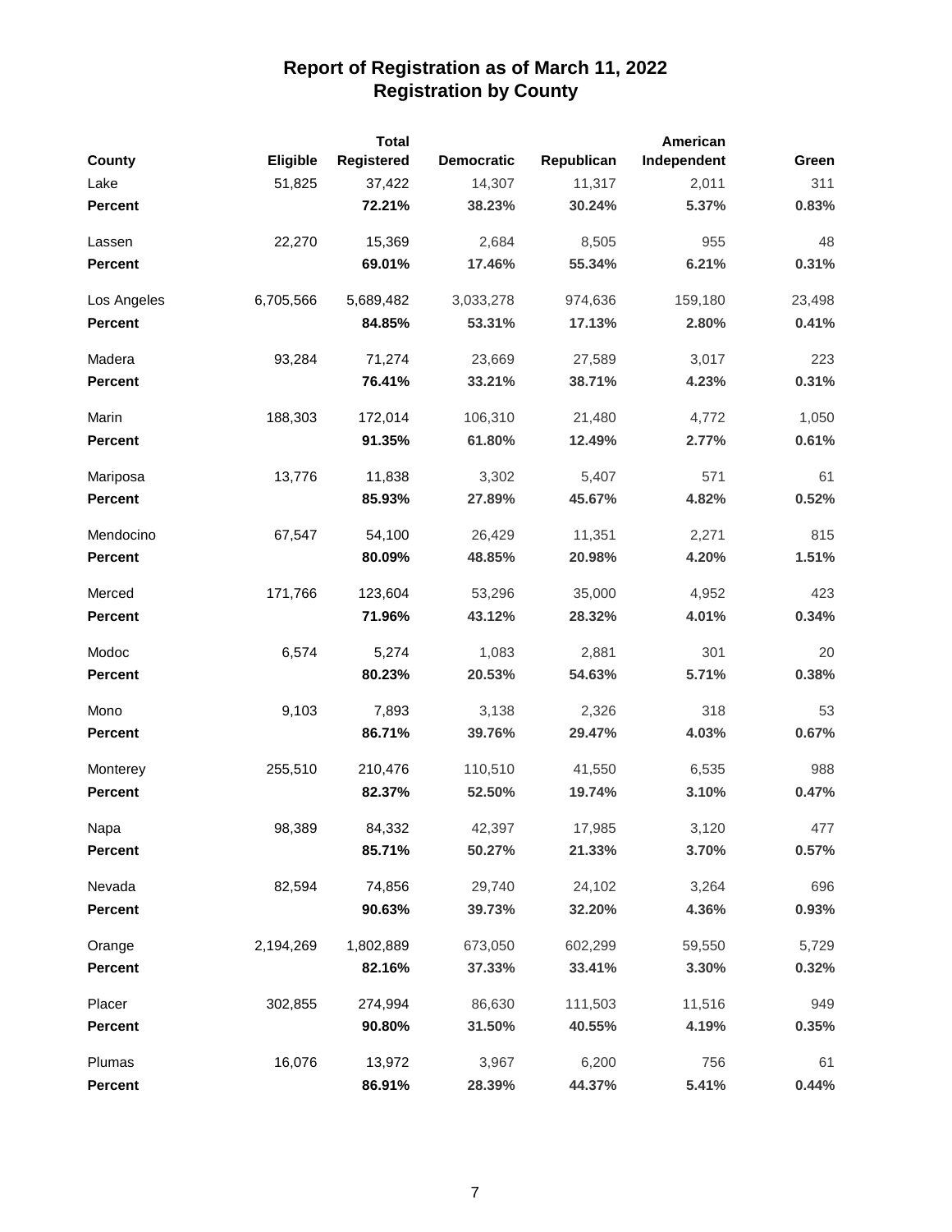# Report of Registration as of March 11, 2022
## Registration by County

| County | Eligible | Total Registered | Democratic | Republican | American Independent | Green |
|---|---|---|---|---|---|---|
| Lake | 51,825 | 37,422 | 14,307 | 11,317 | 2,011 | 311 |
| **Percent** | | **72.21%** | **38.23%** | **30.24%** | **5.37%** | **0.83%** |
| Lassen | 22,270 | 15,369 | 2,684 | 8,505 | 955 | 48 |
| **Percent** | | **69.01%** | **17.46%** | **55.34%** | **6.21%** | **0.31%** |
| Los Angeles | 6,705,566 | 5,689,482 | 3,033,278 | 974,636 | 159,180 | 23,498 |
| **Percent** | | **84.85%** | **53.31%** | **17.13%** | **2.80%** | **0.41%** |
| Madera | 93,284 | 71,274 | 23,669 | 27,589 | 3,017 | 223 |
| **Percent** | | **76.41%** | **33.21%** | **38.71%** | **4.23%** | **0.31%** |
| Marin | 188,303 | 172,014 | 106,310 | 21,480 | 4,772 | 1,050 |
| **Percent** | | **91.35%** | **61.80%** | **12.49%** | **2.77%** | **0.61%** |
| Mariposa | 13,776 | 11,838 | 3,302 | 5,407 | 571 | 61 |
| **Percent** | | **85.93%** | **27.89%** | **45.67%** | **4.82%** | **0.52%** |
| Mendocino | 67,547 | 54,100 | 26,429 | 11,351 | 2,271 | 815 |
| **Percent** | | **80.09%** | **48.85%** | **20.98%** | **4.20%** | **1.51%** |
| Merced | 171,766 | 123,604 | 53,296 | 35,000 | 4,952 | 423 |
| **Percent** | | **71.96%** | **43.12%** | **28.32%** | **4.01%** | **0.34%** |
| Modoc | 6,574 | 5,274 | 1,083 | 2,881 | 301 | 20 |
| **Percent** | | **80.23%** | **20.53%** | **54.63%** | **5.71%** | **0.38%** |
| Mono | 9,103 | 7,893 | 3,138 | 2,326 | 318 | 53 |
| **Percent** | | **86.71%** | **39.76%** | **29.47%** | **4.03%** | **0.67%** |
| Monterey | 255,510 | 210,476 | 110,510 | 41,550 | 6,535 | 988 |
| **Percent** | | **82.37%** | **52.50%** | **19.74%** | **3.10%** | **0.47%** |
| Napa | 98,389 | 84,332 | 42,397 | 17,985 | 3,120 | 477 |
| **Percent** | | **85.71%** | **50.27%** | **21.33%** | **3.70%** | **0.57%** |
| Nevada | 82,594 | 74,856 | 29,740 | 24,102 | 3,264 | 696 |
| **Percent** | | **90.63%** | **39.73%** | **32.20%** | **4.36%** | **0.93%** |
| Orange | 2,194,269 | 1,802,889 | 673,050 | 602,299 | 59,550 | 5,729 |
| **Percent** | | **82.16%** | **37.33%** | **33.41%** | **3.30%** | **0.32%** |
| Placer | 302,855 | 274,994 | 86,630 | 111,503 | 11,516 | 949 |
| **Percent** | | **90.80%** | **31.50%** | **40.55%** | **4.19%** | **0.35%** |
| Plumas | 16,076 | 13,972 | 3,967 | 6,200 | 756 | 61 |
| **Percent** | | **86.91%** | **28.39%** | **44.37%** | **5.41%** | **0.44%** |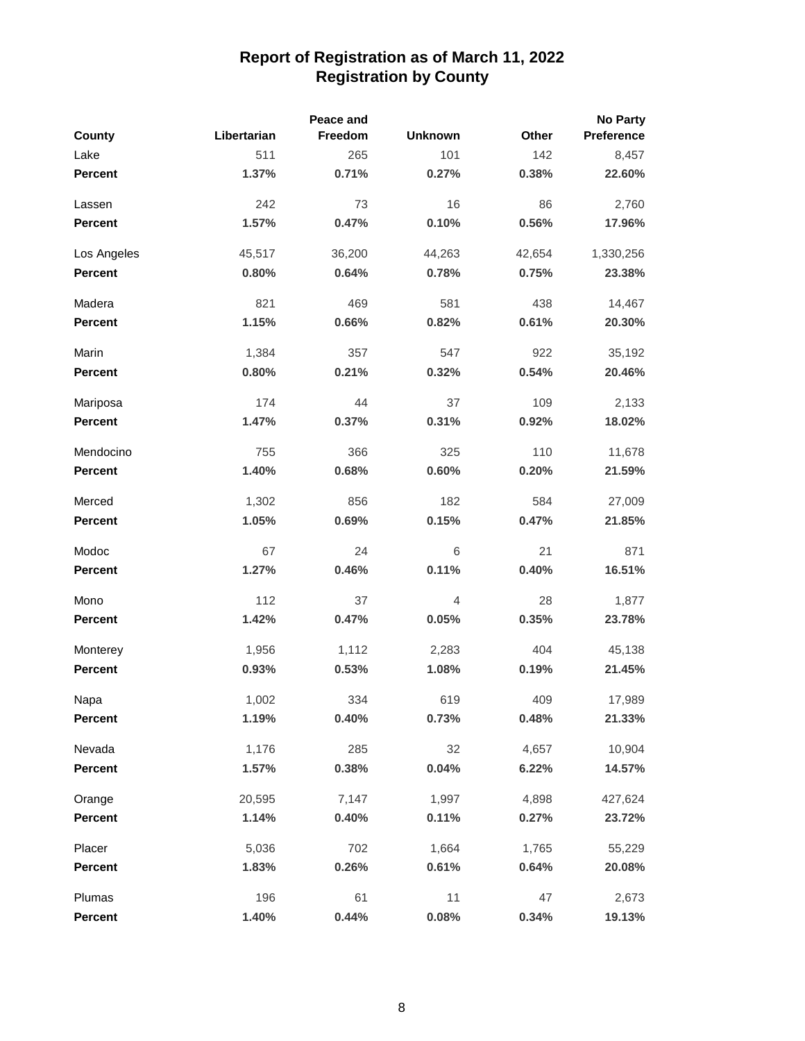# Report of Registration as of March 11, 2022
## Registration by County

| County | Libertarian | Peace and Freedom | Unknown | Other | No Party Preference |
|---|---|---|---|---|---|
| Lake | 511 | 265 | 101 | 142 | 8,457 |
| **Percent** | **1.37%** | **0.71%** | **0.27%** | **0.38%** | **22.60%** |
| Lassen | 242 | 73 | 16 | 86 | 2,760 |
| **Percent** | **1.57%** | **0.47%** | **0.10%** | **0.56%** | **17.96%** |
| Los Angeles | 45,517 | 36,200 | 44,263 | 42,654 | 1,330,256 |
| **Percent** | **0.80%** | **0.64%** | **0.78%** | **0.75%** | **23.38%** |
| Madera | 821 | 469 | 581 | 438 | 14,467 |
| **Percent** | **1.15%** | **0.66%** | **0.82%** | **0.61%** | **20.30%** |
| Marin | 1,384 | 357 | 547 | 922 | 35,192 |
| **Percent** | **0.80%** | **0.21%** | **0.32%** | **0.54%** | **20.46%** |
| Mariposa | 174 | 44 | 37 | 109 | 2,133 |
| **Percent** | **1.47%** | **0.37%** | **0.31%** | **0.92%** | **18.02%** |
| Mendocino | 755 | 366 | 325 | 110 | 11,678 |
| **Percent** | **1.40%** | **0.68%** | **0.60%** | **0.20%** | **21.59%** |
| Merced | 1,302 | 856 | 182 | 584 | 27,009 |
| **Percent** | **1.05%** | **0.69%** | **0.15%** | **0.47%** | **21.85%** |
| Modoc | 67 | 24 | 6 | 21 | 871 |
| **Percent** | **1.27%** | **0.46%** | **0.11%** | **0.40%** | **16.51%** |
| Mono | 112 | 37 | 4 | 28 | 1,877 |
| **Percent** | **1.42%** | **0.47%** | **0.05%** | **0.35%** | **23.78%** |
| Monterey | 1,956 | 1,112 | 2,283 | 404 | 45,138 |
| **Percent** | **0.93%** | **0.53%** | **1.08%** | **0.19%** | **21.45%** |
| Napa | 1,002 | 334 | 619 | 409 | 17,989 |
| **Percent** | **1.19%** | **0.40%** | **0.73%** | **0.48%** | **21.33%** |
| Nevada | 1,176 | 285 | 32 | 4,657 | 10,904 |
| **Percent** | **1.57%** | **0.38%** | **0.04%** | **6.22%** | **14.57%** |
| Orange | 20,595 | 7,147 | 1,997 | 4,898 | 427,624 |
| **Percent** | **1.14%** | **0.40%** | **0.11%** | **0.27%** | **23.72%** |
| Placer | 5,036 | 702 | 1,664 | 1,765 | 55,229 |
| **Percent** | **1.83%** | **0.26%** | **0.61%** | **0.64%** | **20.08%** |
| Plumas | 196 | 61 | 11 | 47 | 2,673 |
| **Percent** | **1.40%** | **0.44%** | **0.08%** | **0.34%** | **19.13%** |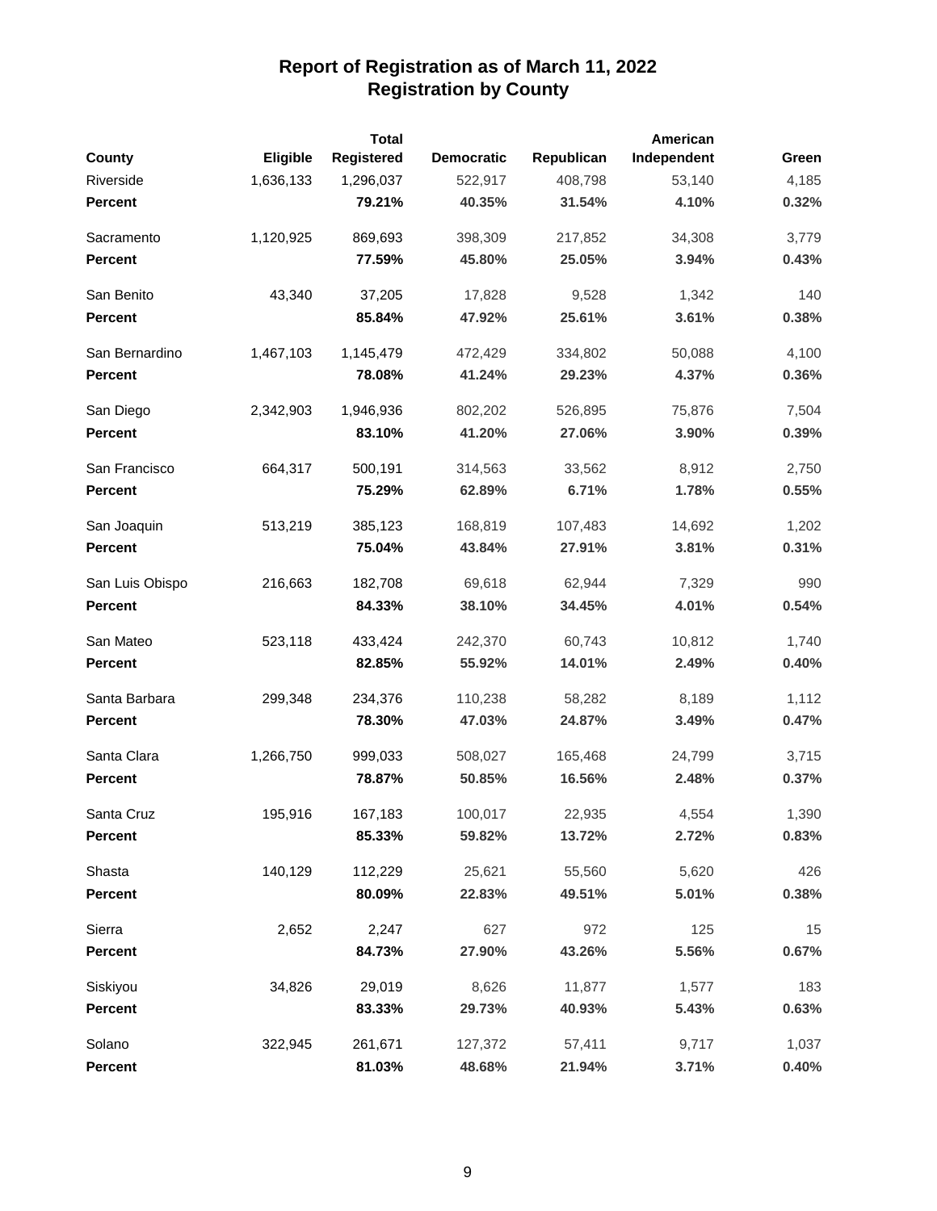# Report of Registration as of March 11, 2022
## Registration by County

| County | Eligible | Total Registered | Democratic | Republican | American Independent | Green |
|---|---|---|---|---|---|---|
| Riverside | 1,636,133 | 1,296,037 | 522,917 | 408,798 | 53,140 | 4,185 |
| **Percent** | | **79.21%** | **40.35%** | **31.54%** | **4.10%** | **0.32%** |
| Sacramento | 1,120,925 | 869,693 | 398,309 | 217,852 | 34,308 | 3,779 |
| **Percent** | | **77.59%** | **45.80%** | **25.05%** | **3.94%** | **0.43%** |
| San Benito | 43,340 | 37,205 | 17,828 | 9,528 | 1,342 | 140 |
| **Percent** | | **85.84%** | **47.92%** | **25.61%** | **3.61%** | **0.38%** |
| San Bernardino | 1,467,103 | 1,145,479 | 472,429 | 334,802 | 50,088 | 4,100 |
| **Percent** | | **78.08%** | **41.24%** | **29.23%** | **4.37%** | **0.36%** |
| San Diego | 2,342,903 | 1,946,936 | 802,202 | 526,895 | 75,876 | 7,504 |
| **Percent** | | **83.10%** | **41.20%** | **27.06%** | **3.90%** | **0.39%** |
| San Francisco | 664,317 | 500,191 | 314,563 | 33,562 | 8,912 | 2,750 |
| **Percent** | | **75.29%** | **62.89%** | **6.71%** | **1.78%** | **0.55%** |
| San Joaquin | 513,219 | 385,123 | 168,819 | 107,483 | 14,692 | 1,202 |
| **Percent** | | **75.04%** | **43.84%** | **27.91%** | **3.81%** | **0.31%** |
| San Luis Obispo | 216,663 | 182,708 | 69,618 | 62,944 | 7,329 | 990 |
| **Percent** | | **84.33%** | **38.10%** | **34.45%** | **4.01%** | **0.54%** |
| San Mateo | 523,118 | 433,424 | 242,370 | 60,743 | 10,812 | 1,740 |
| **Percent** | | **82.85%** | **55.92%** | **14.01%** | **2.49%** | **0.40%** |
| Santa Barbara | 299,348 | 234,376 | 110,238 | 58,282 | 8,189 | 1,112 |
| **Percent** | | **78.30%** | **47.03%** | **24.87%** | **3.49%** | **0.47%** |
| Santa Clara | 1,266,750 | 999,033 | 508,027 | 165,468 | 24,799 | 3,715 |
| **Percent** | | **78.87%** | **50.85%** | **16.56%** | **2.48%** | **0.37%** |
| Santa Cruz | 195,916 | 167,183 | 100,017 | 22,935 | 4,554 | 1,390 |
| **Percent** | | **85.33%** | **59.82%** | **13.72%** | **2.72%** | **0.83%** |
| Shasta | 140,129 | 112,229 | 25,621 | 55,560 | 5,620 | 426 |
| **Percent** | | **80.09%** | **22.83%** | **49.51%** | **5.01%** | **0.38%** |
| Sierra | 2,652 | 2,247 | 627 | 972 | 125 | 15 |
| **Percent** | | **84.73%** | **27.90%** | **43.26%** | **5.56%** | **0.67%** |
| Siskiyou | 34,826 | 29,019 | 8,626 | 11,877 | 1,577 | 183 |
| **Percent** | | **83.33%** | **29.73%** | **40.93%** | **5.43%** | **0.63%** |
| Solano | 322,945 | 261,671 | 127,372 | 57,411 | 9,717 | 1,037 |
| **Percent** | | **81.03%** | **48.68%** | **21.94%** | **3.71%** | **0.40%** |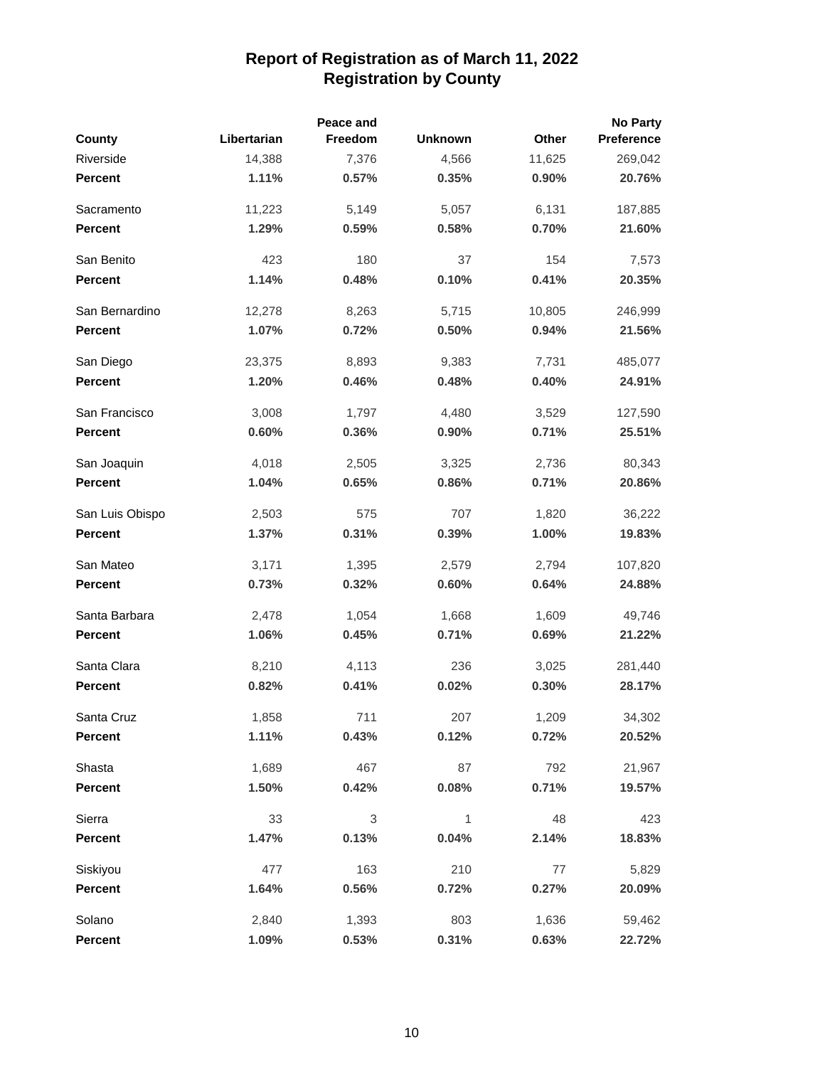# Report of Registration as of March 11, 2022
## Registration by County

| County | Libertarian | Peace and Freedom | Unknown | Other | No Party Preference |
|---|---|---|---|---|---|
| Riverside | 14,388 | 7,376 | 4,566 | 11,625 | 269,042 |
| **Percent** | **1.11%** | **0.57%** | **0.35%** | **0.90%** | **20.76%** |
| Sacramento | 11,223 | 5,149 | 5,057 | 6,131 | 187,885 |
| **Percent** | **1.29%** | **0.59%** | **0.58%** | **0.70%** | **21.60%** |
| San Benito | 423 | 180 | 37 | 154 | 7,573 |
| **Percent** | **1.14%** | **0.48%** | **0.10%** | **0.41%** | **20.35%** |
| San Bernardino | 12,278 | 8,263 | 5,715 | 10,805 | 246,999 |
| **Percent** | **1.07%** | **0.72%** | **0.50%** | **0.94%** | **21.56%** |
| San Diego | 23,375 | 8,893 | 9,383 | 7,731 | 485,077 |
| **Percent** | **1.20%** | **0.46%** | **0.48%** | **0.40%** | **24.91%** |
| San Francisco | 3,008 | 1,797 | 4,480 | 3,529 | 127,590 |
| **Percent** | **0.60%** | **0.36%** | **0.90%** | **0.71%** | **25.51%** |
| San Joaquin | 4,018 | 2,505 | 3,325 | 2,736 | 80,343 |
| **Percent** | **1.04%** | **0.65%** | **0.86%** | **0.71%** | **20.86%** |
| San Luis Obispo | 2,503 | 575 | 707 | 1,820 | 36,222 |
| **Percent** | **1.37%** | **0.31%** | **0.39%** | **1.00%** | **19.83%** |
| San Mateo | 3,171 | 1,395 | 2,579 | 2,794 | 107,820 |
| **Percent** | **0.73%** | **0.32%** | **0.60%** | **0.64%** | **24.88%** |
| Santa Barbara | 2,478 | 1,054 | 1,668 | 1,609 | 49,746 |
| **Percent** | **1.06%** | **0.45%** | **0.71%** | **0.69%** | **21.22%** |
| Santa Clara | 8,210 | 4,113 | 236 | 3,025 | 281,440 |
| **Percent** | **0.82%** | **0.41%** | **0.02%** | **0.30%** | **28.17%** |
| Santa Cruz | 1,858 | 711 | 207 | 1,209 | 34,302 |
| **Percent** | **1.11%** | **0.43%** | **0.12%** | **0.72%** | **20.52%** |
| Shasta | 1,689 | 467 | 87 | 792 | 21,967 |
| **Percent** | **1.50%** | **0.42%** | **0.08%** | **0.71%** | **19.57%** |
| Sierra | 33 | 3 | 1 | 48 | 423 |
| **Percent** | **1.47%** | **0.13%** | **0.04%** | **2.14%** | **18.83%** |
| Siskiyou | 477 | 163 | 210 | 77 | 5,829 |
| **Percent** | **1.64%** | **0.56%** | **0.72%** | **0.27%** | **20.09%** |
| Solano | 2,840 | 1,393 | 803 | 1,636 | 59,462 |
| **Percent** | **1.09%** | **0.53%** | **0.31%** | **0.63%** | **22.72%** |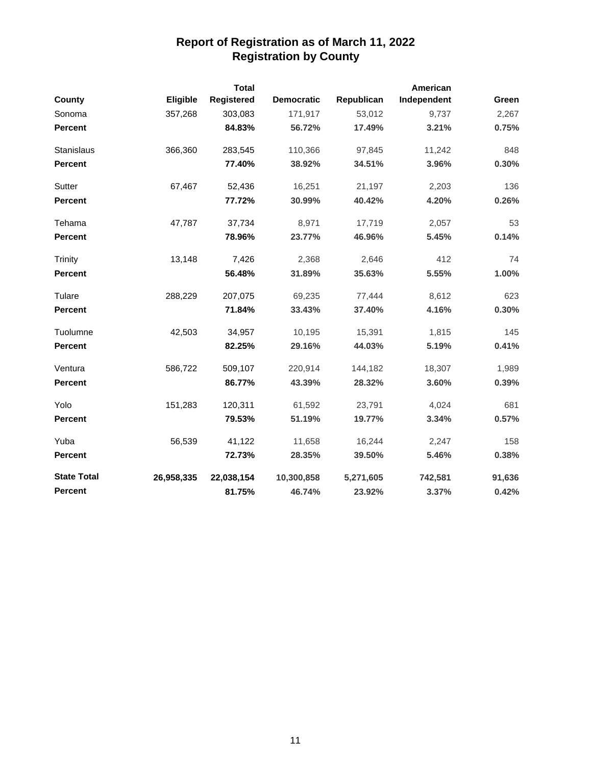# Report of Registration as of March 11, 2022
## Registration by County

| County | Eligible | Total Registered | Democratic | Republican | American Independent | Green |
|---|---|---|---|---|---|---|
| Sonoma | 357,268 | 303,083 | 171,917 | 53,012 | 9,737 | 2,267 |
| **Percent** | | **84.83%** | **56.72%** | **17.49%** | **3.21%** | **0.75%** |
| Stanislaus | 366,360 | 283,545 | 110,366 | 97,845 | 11,242 | 848 |
| **Percent** | | **77.40%** | **38.92%** | **34.51%** | **3.96%** | **0.30%** |
| Sutter | 67,467 | 52,436 | 16,251 | 21,197 | 2,203 | 136 |
| **Percent** | | **77.72%** | **30.99%** | **40.42%** | **4.20%** | **0.26%** |
| Tehama | 47,787 | 37,734 | 8,971 | 17,719 | 2,057 | 53 |
| **Percent** | | **78.96%** | **23.77%** | **46.96%** | **5.45%** | **0.14%** |
| Trinity | 13,148 | 7,426 | 2,368 | 2,646 | 412 | 74 |
| **Percent** | | **56.48%** | **31.89%** | **35.63%** | **5.55%** | **1.00%** |
| Tulare | 288,229 | 207,075 | 69,235 | 77,444 | 8,612 | 623 |
| **Percent** | | **71.84%** | **33.43%** | **37.40%** | **4.16%** | **0.30%** |
| Tuolumne | 42,503 | 34,957 | 10,195 | 15,391 | 1,815 | 145 |
| **Percent** | | **82.25%** | **29.16%** | **44.03%** | **5.19%** | **0.41%** |
| Ventura | 586,722 | 509,107 | 220,914 | 144,182 | 18,307 | 1,989 |
| **Percent** | | **86.77%** | **43.39%** | **28.32%** | **3.60%** | **0.39%** |
| Yolo | 151,283 | 120,311 | 61,592 | 23,791 | 4,024 | 681 |
| **Percent** | | **79.53%** | **51.19%** | **19.77%** | **3.34%** | **0.57%** |
| Yuba | 56,539 | 41,122 | 11,658 | 16,244 | 2,247 | 158 |
| **Percent** | | **72.73%** | **28.35%** | **39.50%** | **5.46%** | **0.38%** |
| **State Total** | **26,958,335** | **22,038,154** | **10,300,858** | **5,271,605** | **742,581** | **91,636** |
| **Percent** | | **81.75%** | **46.74%** | **23.92%** | **3.37%** | **0.42%** |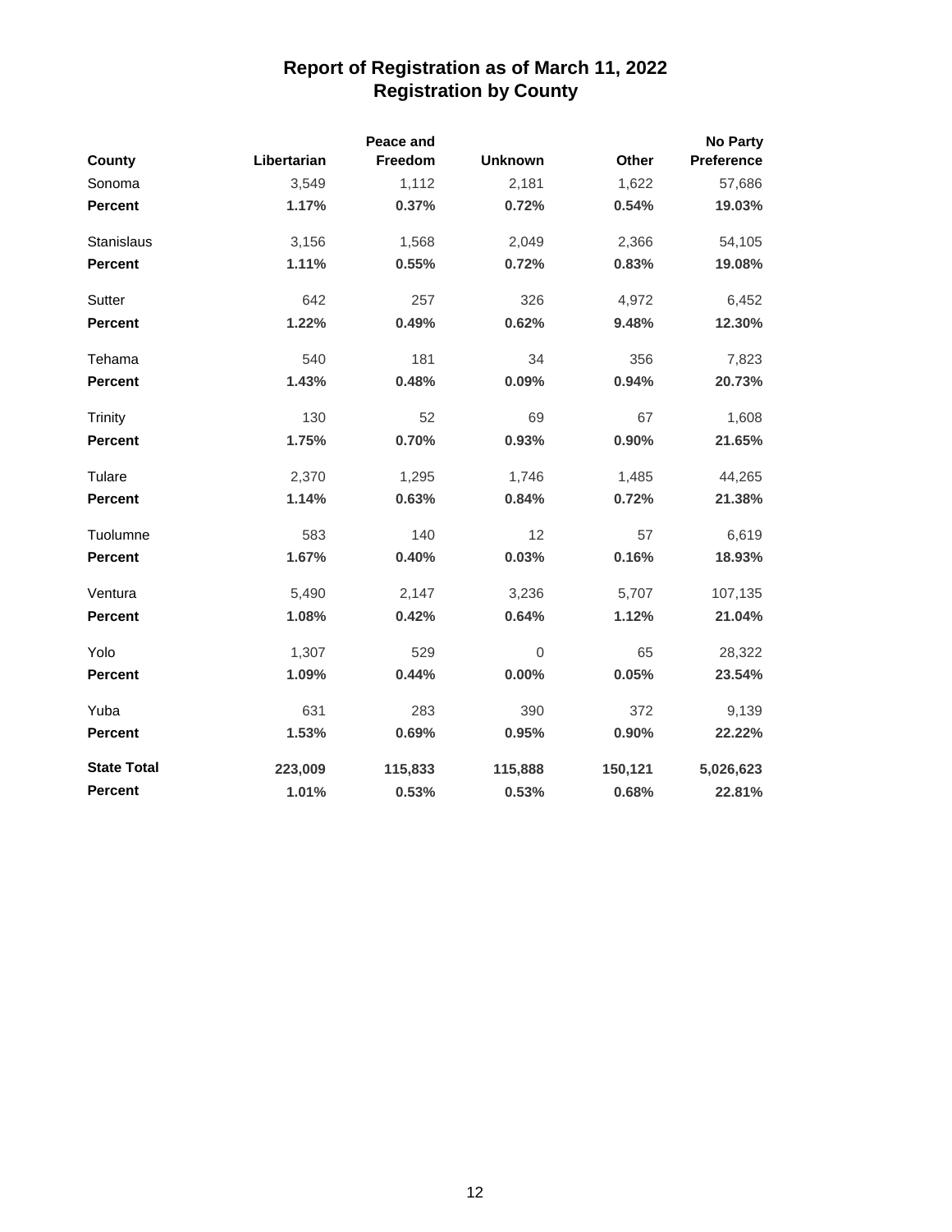# Report of Registration as of March 11, 2022
## Registration by County

| County | Libertarian | Peace and Freedom | Unknown | Other | No Party Preference |
|---|---|---|---|---|---|
| Sonoma | 3,549 | 1,112 | 2,181 | 1,622 | 57,686 |
| **Percent** | **1.17%** | **0.37%** | **0.72%** | **0.54%** | **19.03%** |
| Stanislaus | 3,156 | 1,568 | 2,049 | 2,366 | 54,105 |
| **Percent** | **1.11%** | **0.55%** | **0.72%** | **0.83%** | **19.08%** |
| Sutter | 642 | 257 | 326 | 4,972 | 6,452 |
| **Percent** | **1.22%** | **0.49%** | **0.62%** | **9.48%** | **12.30%** |
| Tehama | 540 | 181 | 34 | 356 | 7,823 |
| **Percent** | **1.43%** | **0.48%** | **0.09%** | **0.94%** | **20.73%** |
| Trinity | 130 | 52 | 69 | 67 | 1,608 |
| **Percent** | **1.75%** | **0.70%** | **0.93%** | **0.90%** | **21.65%** |
| Tulare | 2,370 | 1,295 | 1,746 | 1,485 | 44,265 |
| **Percent** | **1.14%** | **0.63%** | **0.84%** | **0.72%** | **21.38%** |
| Tuolumne | 583 | 140 | 12 | 57 | 6,619 |
| **Percent** | **1.67%** | **0.40%** | **0.03%** | **0.16%** | **18.93%** |
| Ventura | 5,490 | 2,147 | 3,236 | 5,707 | 107,135 |
| **Percent** | **1.08%** | **0.42%** | **0.64%** | **1.12%** | **21.04%** |
| Yolo | 1,307 | 529 | 0 | 65 | 28,322 |
| **Percent** | **1.09%** | **0.44%** | **0.00%** | **0.05%** | **23.54%** |
| Yuba | 631 | 283 | 390 | 372 | 9,139 |
| **Percent** | **1.53%** | **0.69%** | **0.95%** | **0.90%** | **22.22%** |
| **State Total** | **223,009** | **115,833** | **115,888** | **150,121** | **5,026,623** |
| **Percent** | **1.01%** | **0.53%** | **0.53%** | **0.68%** | **22.81%** |